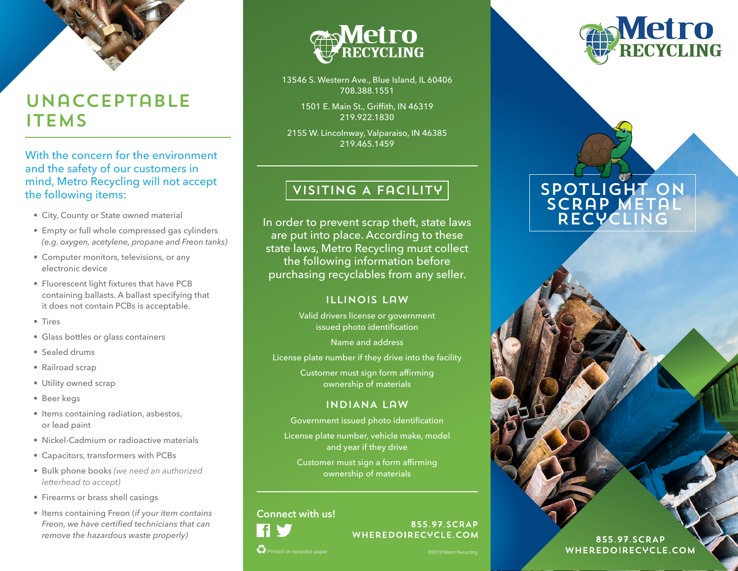# UNACCEPTABLE ITEMS

With the concern for the environment and the safety of our customers in mind, Metro Recycling will not accept the following items:

- City, County or State owned material
- Empty or full whole compressed gas cylinders *(e.g. oxygen, acetylene, propane and Freon tanks)*
- Computer monitors, televisions, or any electronic device
- Fluorescent light fixtures that have PCB containing ballasts. A ballast specifying that it does not contain PCBs is acceptable.
- Tires
- Glass bottles or glass containers
- Sealed drums
- Railroad scrap
- Utility owned scrap
- Beer kegs
- Items containing radiation, asbestos, or lead paint
- Nickel-Cadmium or radioactive materials
- Capacitors, transformers with PCBs
- Bulk phone books *(we need an authorized letterhead to accept)*
- Firearms or brass shell casings
- Items containing Freon (*if your item contains Freon, we have certified technicians that can remove the hazardous waste properly)*

Metro RECYCLING

13546 S. Western Ave., Blue Island, IL 60406
708.388.1551

1501 E. Main St., Griffith, IN 46319
219.922.1830

2155 W. Lincolnway, Valparaiso, IN 46385
219.465.1459

## VISITING A FACILITY

In order to prevent scrap theft, state laws are put into place. According to these state laws, Metro Recycling must collect the following information before purchasing recyclables from any seller.

### ILLINOIS LAW

Valid drivers license or government issued photo identification

Name and address

License plate number if they drive into the facility

Customer must sign form affirming ownership of materials

### INDIANA LAW

Government issued photo identification

License plate number, vehicle make, model and year if they drive

Customer must sign a form affirming ownership of materials

Connect with us!

855.97.SCRAP
WHEREDOIRECYCLE.COM

Printed on recycled paper

©2019 Metro Recycling

Metro RECYCLING

# SPOTLIGHT ON SCRAP METAL RECYCLING

855.97.SCRAP
WHEREDOIRECYCLE.COM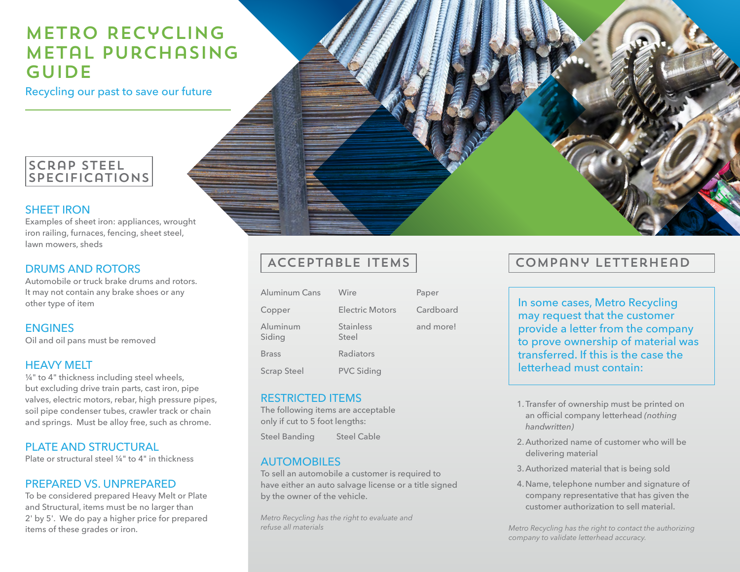# METRO RECYCLING METAL PURCHASING GUIDE

Recycling our past to save our future

## SCRAP STEEL SPECIFICATIONS

### SHEET IRON

Examples of sheet iron: appliances, wrought iron railing, furnaces, fencing, sheet steel, lawn mowers, sheds

### DRUMS AND ROTORS

Automobile or truck brake drums and rotors. It may not contain any brake shoes or any other type of item

### ENGINES

Oil and oil pans must be removed

### HEAVY MELT

¼" to 4" thickness including steel wheels, but excluding drive train parts, cast iron, pipe valves, electric motors, rebar, high pressure pipes, soil pipe condenser tubes, crawler track or chain and springs. Must be alloy free, such as chrome.

### PLATE AND STRUCTURAL

Plate or structural steel ¼" to 4" in thickness

### PREPARED VS. UNPREPARED

To be considered prepared Heavy Melt or Plate and Structural, items must be no larger than 2' by 5'. We do pay a higher price for prepared items of these grades or iron.

## ACCEPTABLE ITEMS

| | | |
|---|---|---|
| Aluminum Cans | Wire | Paper |
| Copper | Electric Motors | Cardboard |
| Aluminum Siding | Stainless Steel | and more! |
| Brass | Radiators | |
| Scrap Steel | PVC Siding | |

### RESTRICTED ITEMS

The following items are acceptable only if cut to 5 foot lengths:

Steel Banding    Steel Cable

### AUTOMOBILES

To sell an automobile a customer is required to have either an auto salvage license or a title signed by the owner of the vehicle.

*Metro Recycling has the right to evaluate and refuse all materials*

## COMPANY LETTERHEAD

In some cases, Metro Recycling may request that the customer provide a letter from the company to prove ownership of material was transferred. If this is the case the letterhead must contain:

1. Transfer of ownership must be printed on an official company letterhead *(nothing handwritten)*
2. Authorized name of customer who will be delivering material
3. Authorized material that is being sold
4. Name, telephone number and signature of company representative that has given the customer authorization to sell material.

*Metro Recycling has the right to contact the authorizing company to validate letterhead accuracy.*